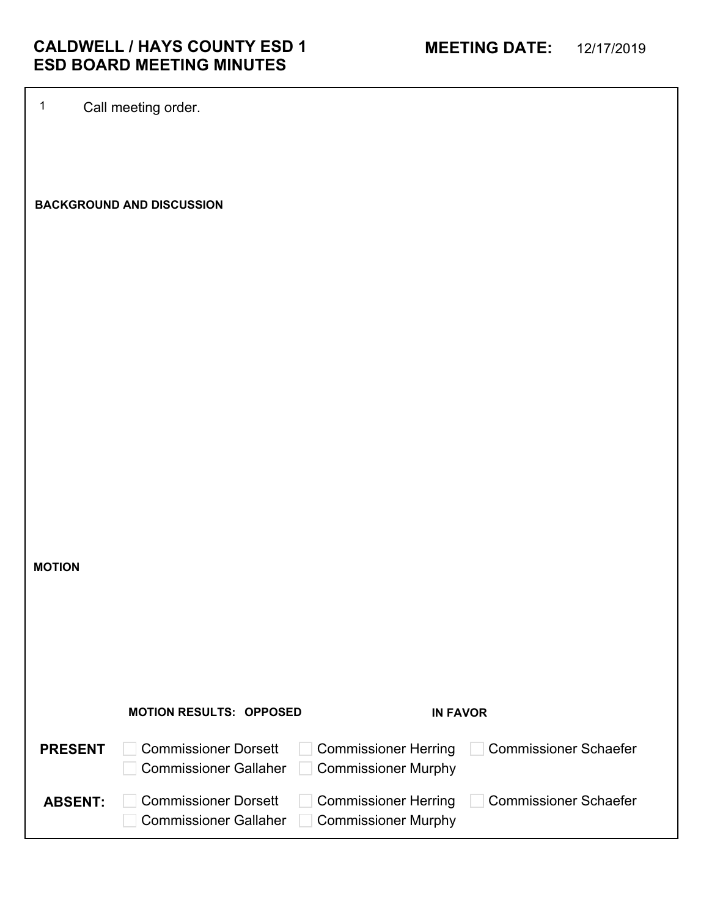# CALDWELL / HAYS COUNTY ESD 1
# ESD BOARD MEETING MINUTES

**MEETING DATE:** 12/17/2019

1 Call meeting order.

**BACKGROUND AND DISCUSSION**

**MOTION**

**MOTION RESULTS: OPPOSED** **IN FAVOR**

**PRESENT**
- ☐ Commissioner Dorsett
- ☐ Commissioner Herring
- ☐ Commissioner Schaefer
- ☐ Commissioner Gallaher
- ☐ Commissioner Murphy

**ABSENT:**
- ☐ Commissioner Dorsett
- ☐ Commissioner Herring
- ☐ Commissioner Schaefer
- ☐ Commissioner Gallaher
- ☐ Commissioner Murphy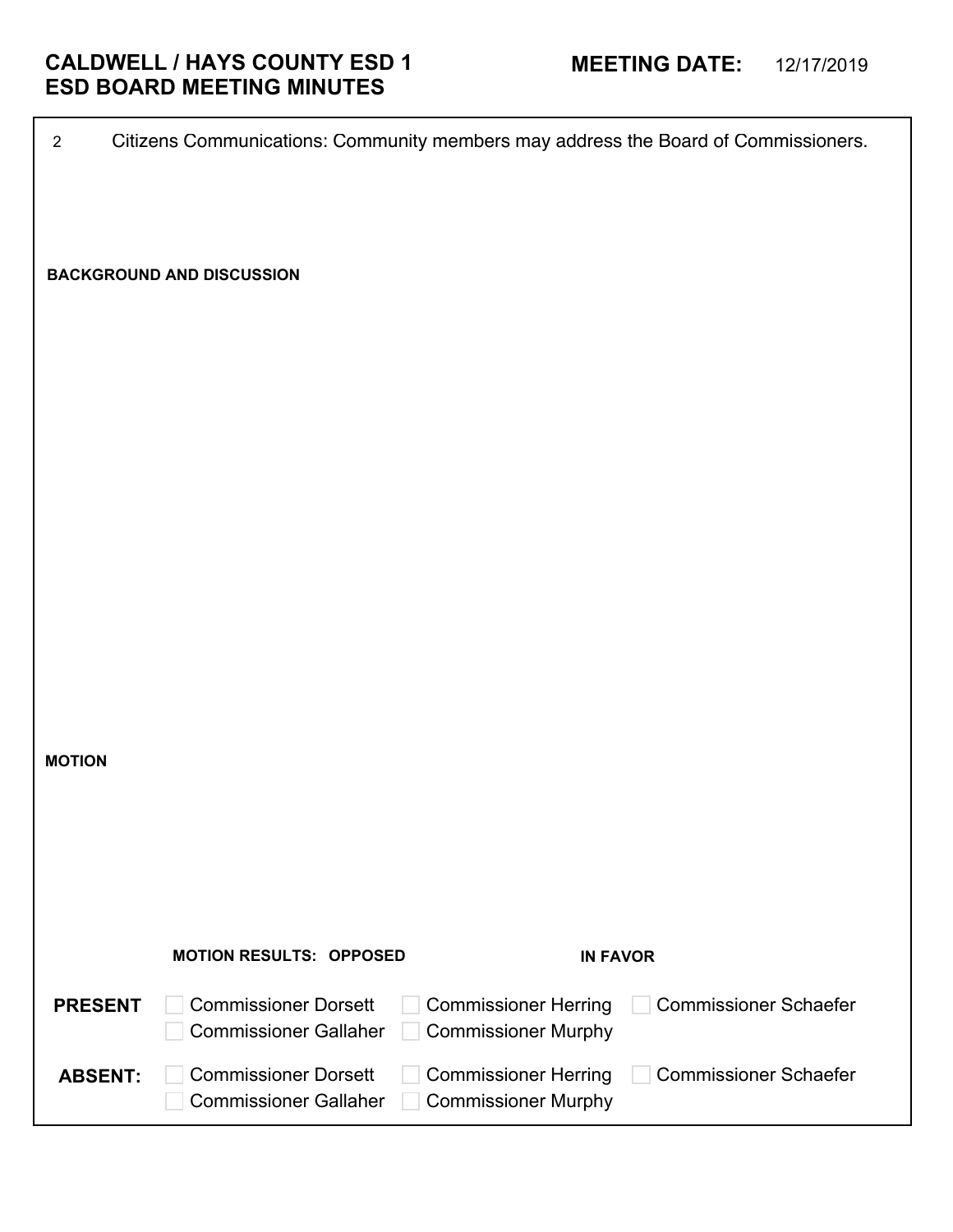**CALDWELL / HAYS COUNTY ESD 1**
**ESD BOARD MEETING MINUTES**

**MEETING DATE:** 12/17/2019

2 Citizens Communications: Community members may address the Board of Commissioners.

**BACKGROUND AND DISCUSSION**

**MOTION**

**MOTION RESULTS: OPPOSED** **IN FAVOR**

| | | | |
|---|---|---|---|
| **PRESENT** | ☐ Commissioner Dorsett | ☐ Commissioner Herring | ☐ Commissioner Schaefer |
| | ☐ Commissioner Gallaher | ☐ Commissioner Murphy | |
| **ABSENT:** | ☐ Commissioner Dorsett | ☐ Commissioner Herring | ☐ Commissioner Schaefer |
| | ☐ Commissioner Gallaher | ☐ Commissioner Murphy | |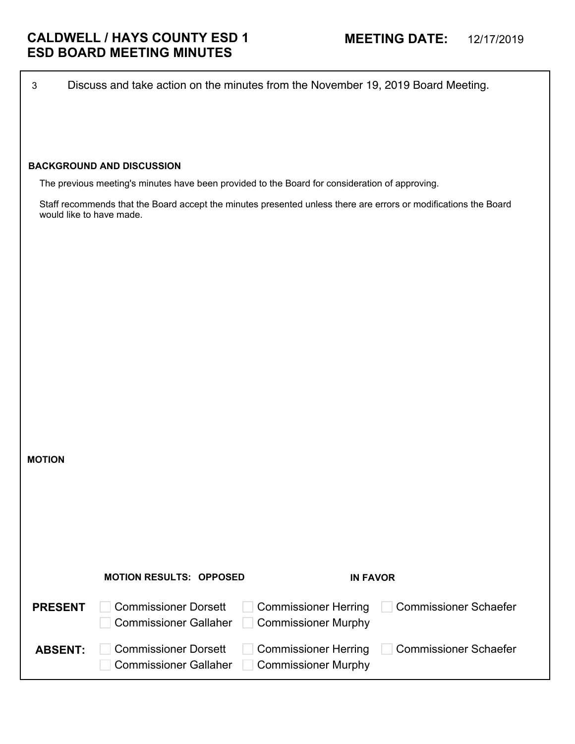# CALDWELL / HAYS COUNTY ESD 1
## ESD BOARD MEETING MINUTES

**MEETING DATE:** 12/17/2019

3 Discuss and take action on the minutes from the November 19, 2019 Board Meeting.

**BACKGROUND AND DISCUSSION**

The previous meeting's minutes have been provided to the Board for consideration of approving.

Staff recommends that the Board accept the minutes presented unless there are errors or modifications the Board would like to have made.

**MOTION**

**MOTION RESULTS: OPPOSED** **IN FAVOR**

**PRESENT**
- ☐ Commissioner Dorsett
- ☐ Commissioner Herring
- ☐ Commissioner Schaefer
- ☐ Commissioner Gallaher
- ☐ Commissioner Murphy

**ABSENT:**
- ☐ Commissioner Dorsett
- ☐ Commissioner Herring
- ☐ Commissioner Schaefer
- ☐ Commissioner Gallaher
- ☐ Commissioner Murphy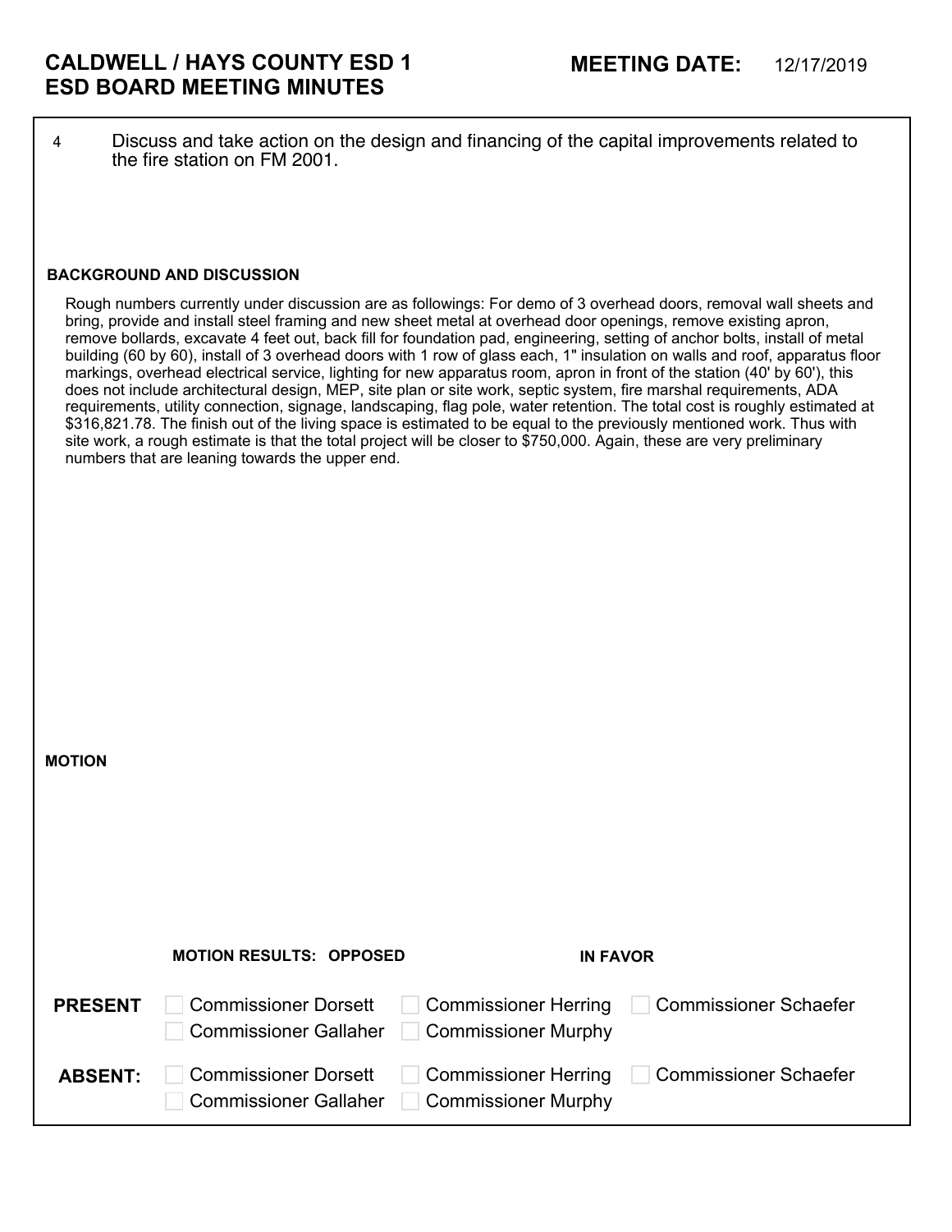# CALDWELL / HAYS COUNTY ESD 1
# ESD BOARD MEETING MINUTES

**MEETING DATE:** 12/17/2019

4 Discuss and take action on the design and financing of the capital improvements related to the fire station on FM 2001.

**BACKGROUND AND DISCUSSION**

Rough numbers currently under discussion are as followings: For demo of 3 overhead doors, removal wall sheets and bring, provide and install steel framing and new sheet metal at overhead door openings, remove existing apron, remove bollards, excavate 4 feet out, back fill for foundation pad, engineering, setting of anchor bolts, install of metal building (60 by 60), install of 3 overhead doors with 1 row of glass each, 1" insulation on walls and roof, apparatus floor markings, overhead electrical service, lighting for new apparatus room, apron in front of the station (40' by 60'), this does not include architectural design, MEP, site plan or site work, septic system, fire marshal requirements, ADA requirements, utility connection, signage, landscaping, flag pole, water retention. The total cost is roughly estimated at $316,821.78. The finish out of the living space is estimated to be equal to the previously mentioned work. Thus with site work, a rough estimate is that the total project will be closer to $750,000. Again, these are very preliminary numbers that are leaning towards the upper end.

**MOTION**

**MOTION RESULTS: OPPOSED** **IN FAVOR**

**PRESENT**
- ☐ Commissioner Dorsett
- ☐ Commissioner Herring
- ☐ Commissioner Schaefer
- ☐ Commissioner Gallaher
- ☐ Commissioner Murphy

**ABSENT:**
- ☐ Commissioner Dorsett
- ☐ Commissioner Herring
- ☐ Commissioner Schaefer
- ☐ Commissioner Gallaher
- ☐ Commissioner Murphy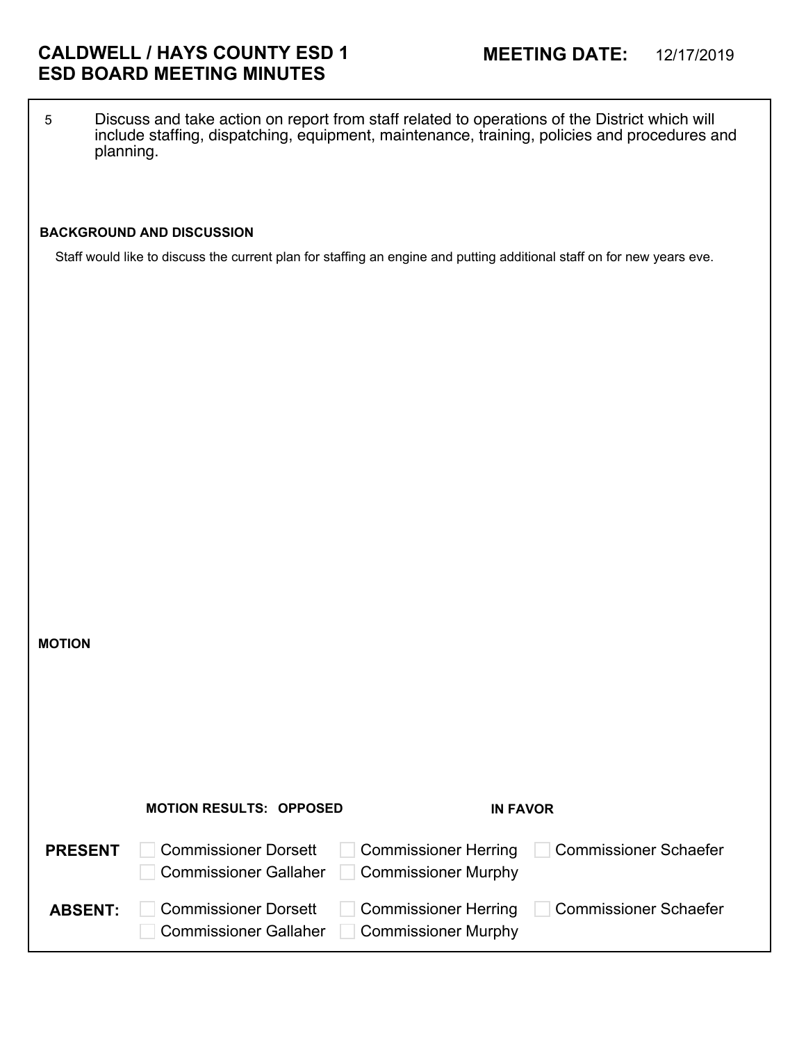## CALDWELL / HAYS COUNTY ESD 1
## ESD BOARD MEETING MINUTES

**MEETING DATE:** 12/17/2019

5 Discuss and take action on report from staff related to operations of the District which will include staffing, dispatching, equipment, maintenance, training, policies and procedures and planning.

**BACKGROUND AND DISCUSSION**

Staff would like to discuss the current plan for staffing an engine and putting additional staff on for new years eve.

**MOTION**

**MOTION RESULTS: OPPOSED** **IN FAVOR**

**PRESENT**

- ☐ Commissioner Dorsett
- ☐ Commissioner Herring
- ☐ Commissioner Schaefer
- ☐ Commissioner Gallaher
- ☐ Commissioner Murphy

**ABSENT:**

- ☐ Commissioner Dorsett
- ☐ Commissioner Herring
- ☐ Commissioner Schaefer
- ☐ Commissioner Gallaher
- ☐ Commissioner Murphy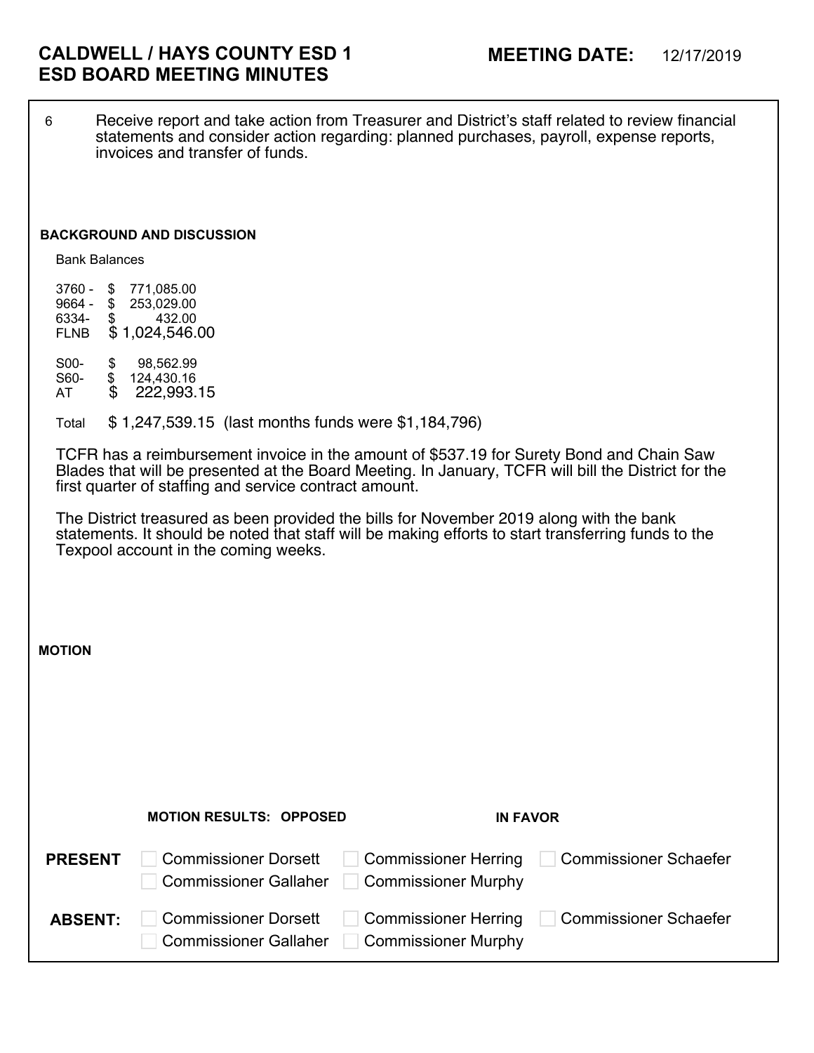# CALDWELL / HAYS COUNTY ESD 1
# ESD BOARD MEETING MINUTES

**MEETING DATE:** 12/17/2019

6 Receive report and take action from Treasurer and District's staff related to review financial statements and consider action regarding: planned purchases, payroll, expense reports, invoices and transfer of funds.

**BACKGROUND AND DISCUSSION**

Bank Balances

| | |
|---|---|
| 3760 - | $ 771,085.00 |
| 9664 - | $ 253,029.00 |
| 6334- | $ 432.00 |
| FLNB | $ 1,024,546.00 |
| S00- | $ 98,562.99 |
| S60- | $ 124,430.16 |
| AT | $ 222,993.15 |
| Total | $ 1,247,539.15 (last months funds were $1,184,796) |

TCFR has a reimbursement invoice in the amount of $537.19 for Surety Bond and Chain Saw Blades that will be presented at the Board Meeting. In January, TCFR will bill the District for the first quarter of staffing and service contract amount.

The District treasured as been provided the bills for November 2019 along with the bank statements. It should be noted that staff will be making efforts to start transferring funds to the Texpool account in the coming weeks.

**MOTION**

**MOTION RESULTS: OPPOSED** **IN FAVOR**

**PRESENT**
- ☐ Commissioner Dorsett
- ☐ Commissioner Herring
- ☐ Commissioner Schaefer
- ☐ Commissioner Gallaher
- ☐ Commissioner Murphy

**ABSENT:**
- ☐ Commissioner Dorsett
- ☐ Commissioner Herring
- ☐ Commissioner Schaefer
- ☐ Commissioner Gallaher
- ☐ Commissioner Murphy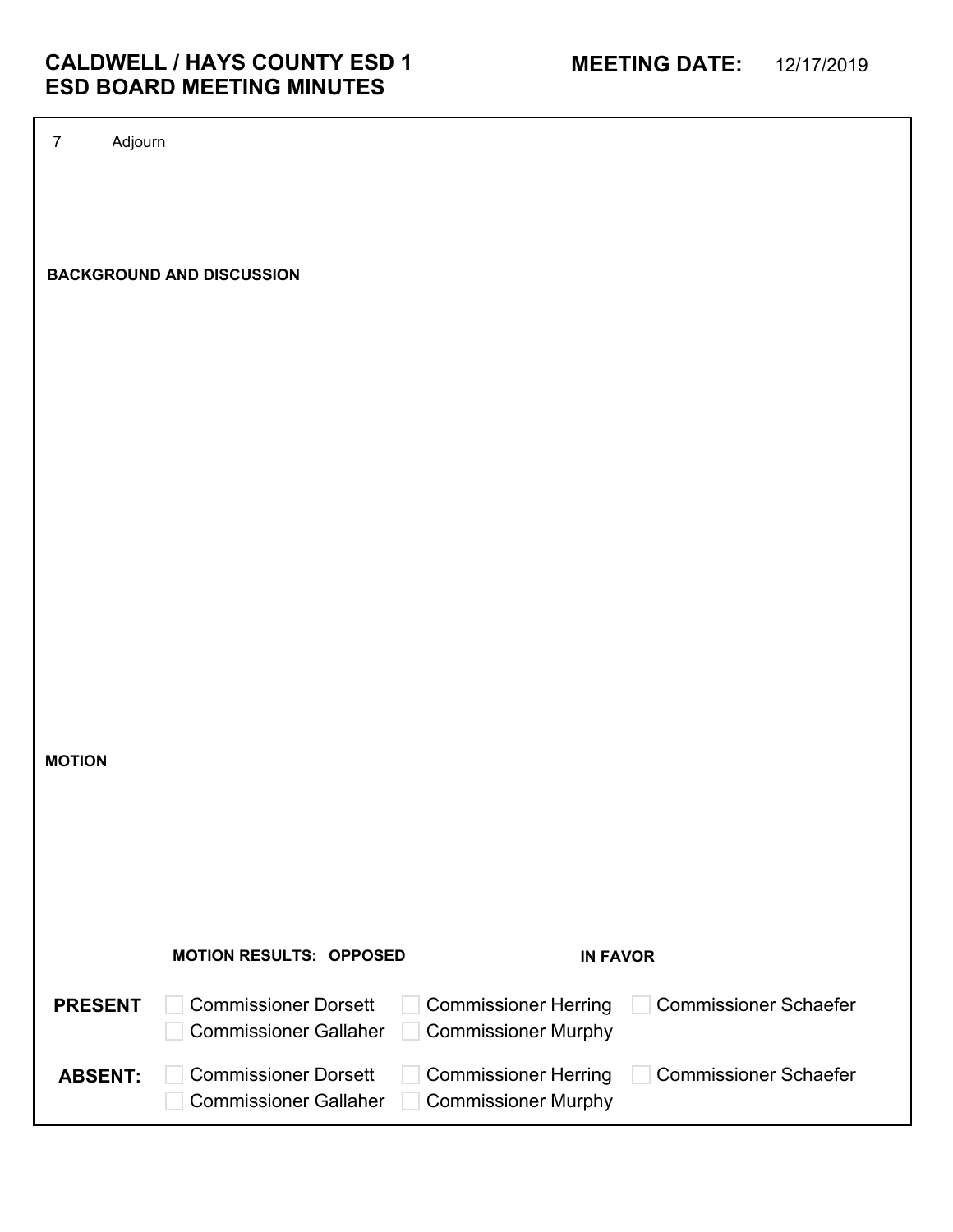# CALDWELL / HAYS COUNTY ESD 1
# ESD BOARD MEETING MINUTES

**MEETING DATE:** 12/17/2019

7 Adjourn

**BACKGROUND AND DISCUSSION**

**MOTION**

**MOTION RESULTS: OPPOSED** **IN FAVOR**

**PRESENT**

- ☐ Commissioner Dorsett
- ☐ Commissioner Herring
- ☐ Commissioner Schaefer
- ☐ Commissioner Gallaher
- ☐ Commissioner Murphy

**ABSENT:**

- ☐ Commissioner Dorsett
- ☐ Commissioner Herring
- ☐ Commissioner Schaefer
- ☐ Commissioner Gallaher
- ☐ Commissioner Murphy